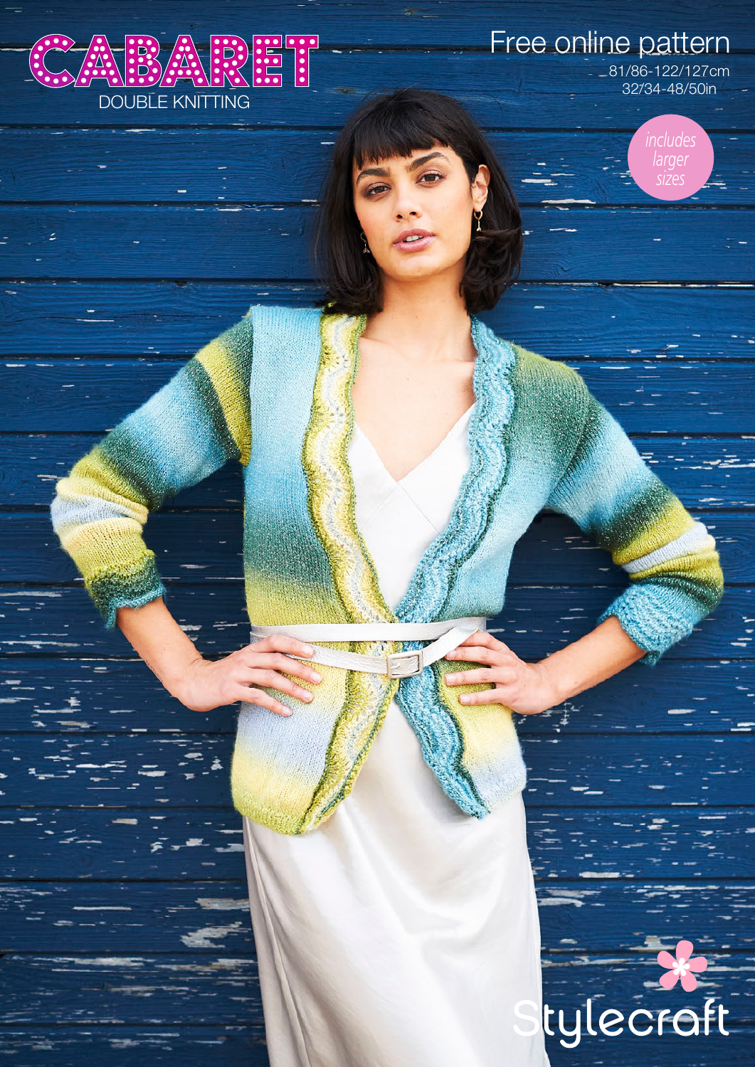# CABARET

DOUBLE KNITTING

## Free online pattern

81/86-122/127cm
32/34-48/50in

*includes larger sizes*

Stylecraft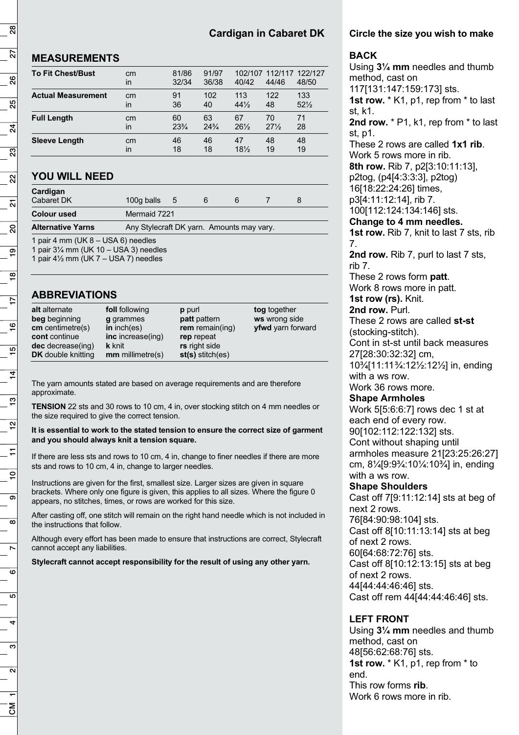## Cardigan in Cabaret DK

### MEASUREMENTS

| | | | | | | |
|---|---|---|---|---|---|---|
| **To Fit Chest/Bust** | cm | 81/86 | 91/97 | 102/107 | 112/117 | 122/127 |
| | in | 32/34 | 36/38 | 40/42 | 44/46 | 48/50 |
| **Actual Measurement** | cm | 91 | 102 | 113 | 122 | 133 |
| | in | 36 | 40 | 44½ | 48 | 52½ |
| **Full Length** | cm | 60 | 63 | 67 | 70 | 71 |
| | in | 23¾ | 24¾ | 26½ | 27½ | 28 |
| **Sleeve Length** | cm | 46 | 46 | 47 | 48 | 48 |
| | in | 18 | 18 | 18½ | 19 | 19 |

### YOU WILL NEED

| | | | | | | |
|---|---|---|---|---|---|---|
| **Cardigan** Cabaret DK | 100g balls | 5 | 6 | 6 | 7 | 8 |
| **Colour used** | Mermaid 7221 | | | | | |
| **Alternative Yarns** | Any Stylecraft DK yarn. Amounts may vary. | | | | | |

1 pair 4 mm (UK 8 – USA 6) needles
1 pair 3¼ mm (UK 10 – USA 3) needles
1 pair 4½ mm (UK 7 – USA 7) needles

### ABBREVIATIONS

| | | | |
|---|---|---|---|
| **alt** alternate | **foll** following | **p** purl | **tog** together |
| **beg** beginning | **g** grammes | **patt** pattern | **ws** wrong side |
| **cm** centimetre(s) | **in** inch(es) | **rem** remain(ing) | **yfwd** yarn forward |
| **cont** continue | **inc** increase(ing) | **rep** repeat | |
| **dec** decrease(ing) | **k** knit | **rs** right side | |
| **DK** double knitting | **mm** millimetre(s) | **st(s)** stitch(es) | |

The yarn amounts stated are based on average requirements and are therefore approximate.

**TENSION** 22 sts and 30 rows to 10 cm, 4 in, over stocking stitch on 4 mm needles or the size required to give the correct tension.

**It is essential to work to the stated tension to ensure the correct size of garment and you should always knit a tension square.**

If there are less sts and rows to 10 cm, 4 in, change to finer needles if there are more sts and rows to 10 cm, 4 in, change to larger needles.

Instructions are given for the first, smallest size. Larger sizes are given in square brackets. Where only one figure is given, this applies to all sizes. Where the figure 0 appears, no stitches, times, or rows are worked for this size.

After casting off, one stitch will remain on the right hand needle which is not included in the instructions that follow.

Although every effort has been made to ensure that instructions are correct, Stylecraft cannot accept any liabilities.

**Stylecraft cannot accept responsibility for the result of using any other yarn.**

**Circle the size you wish to make**

### BACK

Using **3¼ mm** needles and thumb method, cast on 117[131:147:159:173] sts.

**1st row.** * K1, p1, rep from * to last st, k1.

**2nd row.** * P1, k1, rep from * to last st, p1.

These 2 rows are called **1x1 rib**.

Work 5 rows more in rib.

**8th row.** Rib 7, p2[3:10:11:13], p2tog, (p4[4:3:3:3], p2tog) 16[18:22:24:26] times, p3[4:11:12:14], rib 7. 100[112:124:134:146] sts.

**Change to 4 mm needles.**

**1st row.** Rib 7, knit to last 7 sts, rib 7.

**2nd row.** Rib 7, purl to last 7 sts, rib 7.

These 2 rows form **patt**.

Work 8 rows more in patt.

**1st row (rs).** Knit.

**2nd row.** Purl.

These 2 rows are called **st-st** (stocking-stitch).

Cont in st-st until back measures 27[28:30:32:32] cm, 10¾[11:11¾:12½:12½] in, ending with a ws row.

Work 36 rows more.

**Shape Armholes**

Work 5[5:6:6:7] rows dec 1 st at each end of every row. 90[102:112:122:132] sts.

Cont without shaping until armholes measure 21[23:25:26:27] cm, 8¼[9:9¾:10¼:10¾] in, ending with a ws row.

**Shape Shoulders**

Cast off 7[9:11:12:14] sts at beg of next 2 rows. 76[84:90:98:104] sts.

Cast off 8[10:11:13:14] sts at beg of next 2 rows. 60[64:68:72:76] sts.

Cast off 8[10:12:13:15] sts at beg of next 2 rows. 44[44:44:46:46] sts.

Cast off rem 44[44:44:46:46] sts.

### LEFT FRONT

Using **3¼ mm** needles and thumb method, cast on 48[56:62:68:76] sts.

**1st row.** * K1, p1, rep from * to end.

This row forms **rib**.

Work 6 rows more in rib.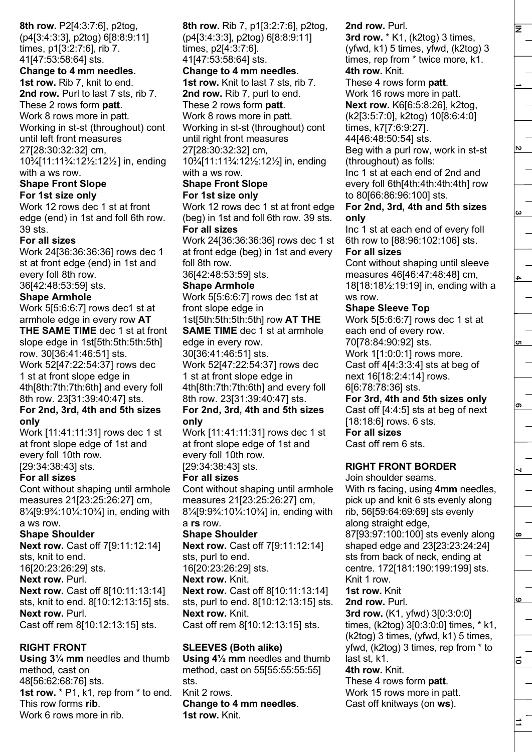**8th row.** P2[4:3:7:6], p2tog, (p4[3:4:3:3], p2tog) 6[8:8:9:11] times, p1[3:2:7:6], rib 7. 41[47:53:58:64] sts.

**Change to 4 mm needles.**

**1st row.** Rib 7, knit to end.

**2nd row.** Purl to last 7 sts, rib 7.

These 2 rows form **patt**.

Work 8 rows more in patt.

Working in st-st (throughout) cont until left front measures 27[28:30:32:32] cm, 10¾[11:11¾:12½:12½] in, ending with a ws row.

**Shape Front Slope**

**For 1st size only**

Work 12 rows dec 1 st at front edge (end) in 1st and foll 6th row. 39 sts.

**For all sizes**

Work 24[36:36:36:36] rows dec 1 st at front edge (end) in 1st and every foll 8th row. 36[42:48:53:59] sts.

**Shape Armhole**

Work 5[5:6:6:7] rows dec1 st at armhole edge in every row **AT THE SAME TIME** dec 1 st at front slope edge in 1st[5th:5th:5th:5th] row. 30[36:41:46:51] sts.

Work 52[47:22:54:37] rows dec 1 st at front slope edge in 4th[8th:7th:7th:6th] and every foll 8th row. 23[31:39:40:47] sts.

**For 2nd, 3rd, 4th and 5th sizes only**

Work [11:41:11:31] rows dec 1 st at front slope edge of 1st and every foll 10th row. [29:34:38:43] sts.

**For all sizes**

Cont without shaping until armhole measures 21[23:25:26:27] cm, 8¼[9:9¾:10¼:10¾] in, ending with a ws row.

**Shape Shoulder**

**Next row.** Cast off 7[9:11:12:14] sts, knit to end. 16[20:23:26:29] sts.

**Next row.** Purl.

**Next row.** Cast off 8[10:11:13:14] sts, knit to end. 8[10:12:13:15] sts.

**Next row.** Purl.

Cast off rem 8[10:12:13:15] sts.

## RIGHT FRONT

**Using 3¼ mm** needles and thumb method, cast on 48[56:62:68:76] sts.

**1st row.** * P1, k1, rep from * to end. This row forms **rib**.

Work 6 rows more in rib.

**8th row.** Rib 7, p1[3:2:7:6], p2tog, (p4[3:4:3:3], p2tog) 6[8:8:9:11] times, p2[4:3:7:6]. 41[47:53:58:64] sts.

**Change to 4 mm needles**.

**1st row.** Knit to last 7 sts, rib 7.

**2nd row.** Rib 7, purl to end.

These 2 rows form **patt**.

Work 8 rows more in patt.

Working in st-st (throughout) cont until right front measures 27[28:30:32:32] cm, 10¾[11:11¾:12½:12½] in, ending with a ws row.

**Shape Front Slope**

**For 1st size only**

Work 12 rows dec 1 st at front edge (beg) in 1st and foll 6th row. 39 sts.

**For all sizes**

Work 24[36:36:36:36] rows dec 1 st at front edge (beg) in 1st and every foll 8th row. 36[42:48:53:59] sts.

**Shape Armhole**

Work 5[5:6:6:7] rows dec 1st at front slope edge in 1st[5th:5th:5th:5th] row **AT THE SAME TIME** dec 1 st at armhole edge in every row. 30[36:41:46:51] sts.

Work 52[47:22:54:37] rows dec 1 st at front slope edge in 4th[8th:7th:7th:6th] and every foll 8th row. 23[31:39:40:47] sts.

**For 2nd, 3rd, 4th and 5th sizes only**

Work [11:41:11:31] rows dec 1 st at front slope edge of 1st and every foll 10th row. [29:34:38:43] sts.

**For all sizes**

Cont without shaping until armhole measures 21[23:25:26:27] cm, 8¼[9:9¾:10¼:10¾] in, ending with a **rs** row.

**Shape Shoulder**

**Next row.** Cast off 7[9:11:12:14] sts, purl to end. 16[20:23:26:29] sts.

**Next row.** Knit.

**Next row.** Cast off 8[10:11:13:14] sts, purl to end. 8[10:12:13:15] sts.

**Next row.** Knit.

Cast off rem 8[10:12:13:15] sts.

## SLEEVES (Both alike)

**Using 4½ mm** needles and thumb method, cast on 55[55:55:55:55] sts.

Knit 2 rows.

**Change to 4 mm needles**.

**1st row.** Knit.

**2nd row.** Purl.

**3rd row.** * K1, (k2tog) 3 times, (yfwd, k1) 5 times, yfwd, (k2tog) 3 times, rep from * twice more, k1.

**4th row.** Knit.

These 4 rows form **patt**.

Work 16 rows more in patt.

**Next row.** K6[6:5:8:26], k2tog, (k2[3:5:7:0], k2tog) 10[8:6:4:0] times, k7[7:6:9:27]. 44[46:48:50:54] sts.

Beg with a purl row, work in st-st (throughout) as folls:

Inc 1 st at each end of 2nd and every foll 6th[4th:4th:4th:4th] row to 80[66:86:96:100] sts.

**For 2nd, 3rd, 4th and 5th sizes only**

Inc 1 st at each end of every foll 6th row to [88:96:102:106] sts.

**For all sizes**

Cont without shaping until sleeve measures 46[46:47:48:48] cm, 18[18:18½:19:19] in, ending with a ws row.

**Shape Sleeve Top**

Work 5[5:6:6:7] rows dec 1 st at each end of every row. 70[78:84:90:92] sts.

Work 1[1:0:0:1] rows more.

Cast off 4[4:3:3:4] sts at beg of next 16[18:2:4:14] rows. 6[6:78:78:36] sts.

**For 3rd, 4th and 5th sizes only**

Cast off [4:4:5] sts at beg of next [18:18:6] rows. 6 sts.

**For all sizes**

Cast off rem 6 sts.

## RIGHT FRONT BORDER

Join shoulder seams.

With rs facing, using **4mm** needles, pick up and knit 6 sts evenly along rib, 56[59:64:69:69] sts evenly along straight edge, 87[93:97:100:100] sts evenly along shaped edge and 23[23:23:24:24] sts from back of neck, ending at centre. 172[181:190:199:199] sts.

Knit 1 row.

**1st row.** Knit

**2nd row.** Purl.

**3rd row.** (K1, yfwd) 3[0:3:0:0] times, (k2tog) 3[0:3:0:0] times, * k1, (k2tog) 3 times, (yfwd, k1) 5 times, yfwd, (k2tog) 3 times, rep from * to last st, k1.

**4th row.** Knit.

These 4 rows form **patt**.

Work 15 rows more in patt.

Cast off knitways (on **ws**).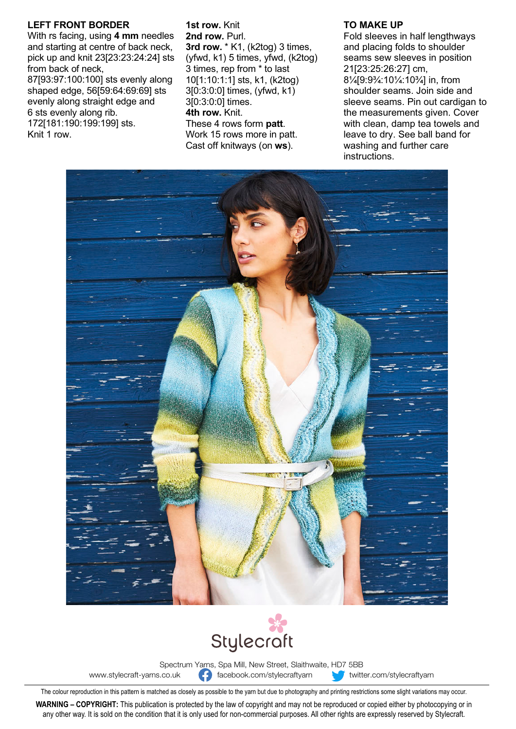## LEFT FRONT BORDER

With rs facing, using **4 mm** needles and starting at centre of back neck, pick up and knit 23[23:23:24:24] sts from back of neck, 87[93:97:100:100] sts evenly along shaped edge, 56[59:64:69:69] sts evenly along straight edge and 6 sts evenly along rib. 172[181:190:199:199] sts.
Knit 1 row.

**1st row.** Knit
**2nd row.** Purl.
**3rd row.** * K1, (k2tog) 3 times, (yfwd, k1) 5 times, yfwd, (k2tog) 3 times, rep from * to last 10[1:10:1:1] sts, k1, (k2tog) 3[0:3:0:0] times, (yfwd, k1) 3[0:3:0:0] times.
**4th row.** Knit.
These 4 rows form **patt**.
Work 15 rows more in patt.
Cast off knitways (on **ws**).

## TO MAKE UP

Fold sleeves in half lengthways and placing folds to shoulder seams sew sleeves in position 21[23:25:26:27] cm, 8¼[9:9¾:10¼:10¾] in, from shoulder seams. Join side and sleeve seams. Pin out cardigan to the measurements given. Cover with clean, damp tea towels and leave to dry. See ball band for washing and further care instructions.

Stylecraft

Spectrum Yarns, Spa Mill, New Street, Slaithwaite, HD7 5BB
www.stylecraft-yarns.co.uk facebook.com/stylecraftyarn twitter.com/stylecraftyarn

The colour reproduction in this pattern is matched as closely as possible to the yarn but due to photography and printing restrictions some slight variations may occur.

**WARNING – COPYRIGHT:** This publication is protected by the law of copyright and may not be reproduced or copied either by photocopying or in any other way. It is sold on the condition that it is only used for non-commercial purposes. All other rights are expressly reserved by Stylecraft.